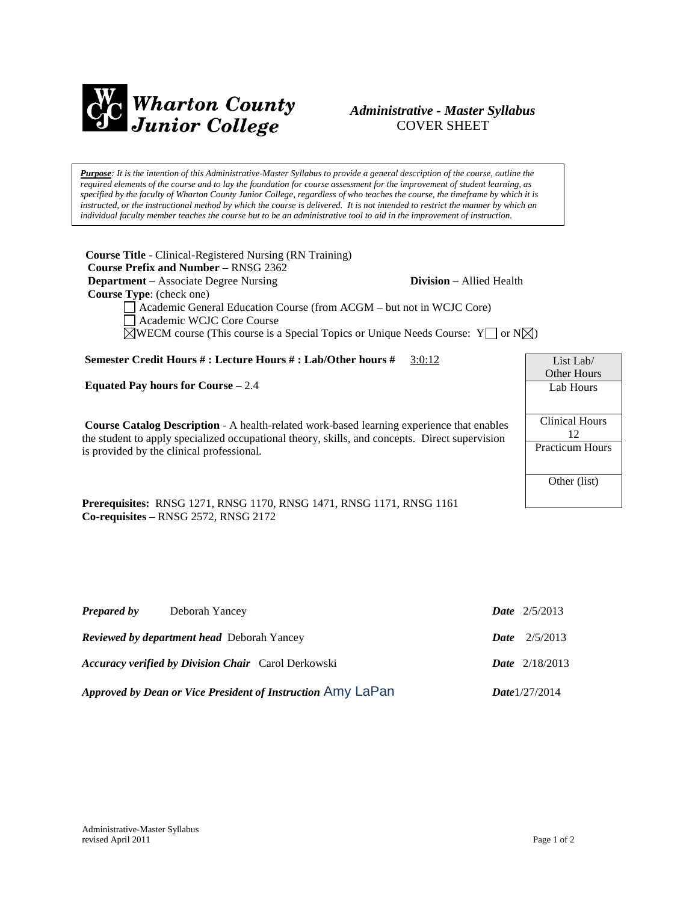**Wharton County Junior College**

*Administrative - Master Syllabus*
COVER SHEET

***Purpose**: It is the intention of this Administrative-Master Syllabus to provide a general description of the course, outline the required elements of the course and to lay the foundation for course assessment for the improvement of student learning, as specified by the faculty of Wharton County Junior College, regardless of who teaches the course, the timeframe by which it is instructed, or the instructional method by which the course is delivered. It is not intended to restrict the manner by which an individual faculty member teaches the course but to be an administrative tool to aid in the improvement of instruction.*

**Course Title** - Clinical-Registered Nursing (RN Training)
**Course Prefix and Number** – RNSG 2362
**Department** – Associate Degree Nursing **Division** – Allied Health
**Course Type**: (check one)

- ☐ Academic General Education Course (from ACGM – but not in WCJC Core)
- ☐ Academic WCJC Core Course
- ☒ WECM course (This course is a Special Topics or Unique Needs Course: Y☐ or N☒)

**Semester Credit Hours # : Lecture Hours # : Lab/Other hours #** 3:0:12

**Equated Pay hours for Course** – 2.4

**Course Catalog Description** - A health-related work-based learning experience that enables the student to apply specialized occupational theory, skills, and concepts. Direct supervision is provided by the clinical professional.

| List Lab/ Other Hours |
|---|
| Lab Hours |
| Clinical Hours 12 |
| Practicum Hours |
| Other (list) |

**Prerequisites:** RNSG 1271, RNSG 1170, RNSG 1471, RNSG 1171, RNSG 1161
**Co-requisites** – RNSG 2572, RNSG 2172

***Prepared by*** Deborah Yancey ***Date*** 2/5/2013

***Reviewed by department head*** Deborah Yancey ***Date*** 2/5/2013

***Accuracy verified by Division Chair*** Carol Derkowski ***Date*** 2/18/2013

***Approved by Dean or Vice President of Instruction*** Amy LaPan ***Date*** 1/27/2014

Administrative-Master Syllabus
revised April 2011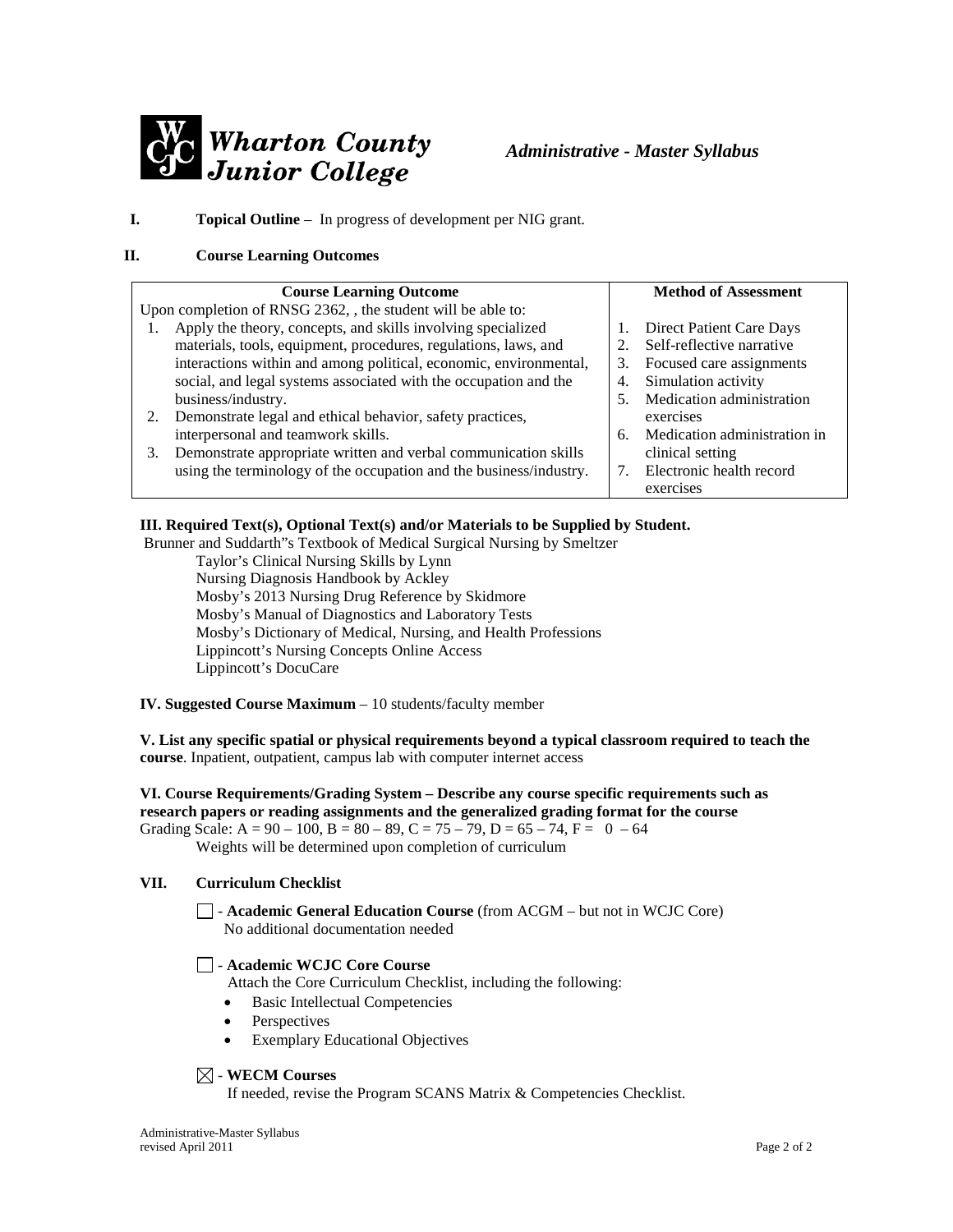**Wharton County Junior College** *Administrative - Master Syllabus*

**I. Topical Outline** – In progress of development per NIG grant.

**II. Course Learning Outcomes**

| Course Learning Outcome | Method of Assessment |
|---|---|
| Upon completion of RNSG 2362, , the student will be able to:<br>1. Apply the theory, concepts, and skills involving specialized materials, tools, equipment, procedures, regulations, laws, and interactions within and among political, economic, environmental, social, and legal systems associated with the occupation and the business/industry.<br>2. Demonstrate legal and ethical behavior, safety practices, interpersonal and teamwork skills.<br>3. Demonstrate appropriate written and verbal communication skills using the terminology of the occupation and the business/industry. | 1. Direct Patient Care Days<br>2. Self-reflective narrative<br>3. Focused care assignments<br>4. Simulation activity<br>5. Medication administration exercises<br>6. Medication administration in clinical setting<br>7. Electronic health record exercises |

**III. Required Text(s), Optional Text(s) and/or Materials to be Supplied by Student.**

Brunner and Suddarth"s Textbook of Medical Surgical Nursing by Smeltzer
Taylor's Clinical Nursing Skills by Lynn
Nursing Diagnosis Handbook by Ackley
Mosby's 2013 Nursing Drug Reference by Skidmore
Mosby's Manual of Diagnostics and Laboratory Tests
Mosby's Dictionary of Medical, Nursing, and Health Professions
Lippincott's Nursing Concepts Online Access
Lippincott's DocuCare

**IV. Suggested Course Maximum** – 10 students/faculty member

**V. List any specific spatial or physical requirements beyond a typical classroom required to teach the course**. Inpatient, outpatient, campus lab with computer internet access

**VI. Course Requirements/Grading System – Describe any course specific requirements such as research papers or reading assignments and the generalized grading format for the course**

Grading Scale: A = 90 – 100, B = 80 – 89, C = 75 – 79, D = 65 – 74, F = 0 – 64
Weights will be determined upon completion of curriculum

**VII. Curriculum Checklist**

☐ - **Academic General Education Course** (from ACGM – but not in WCJC Core)
No additional documentation needed

☐ - **Academic WCJC Core Course**
Attach the Core Curriculum Checklist, including the following:

- Basic Intellectual Competencies
- Perspectives
- Exemplary Educational Objectives

☒ - **WECM Courses**
If needed, revise the Program SCANS Matrix & Competencies Checklist.

Administrative-Master Syllabus
revised April 2011